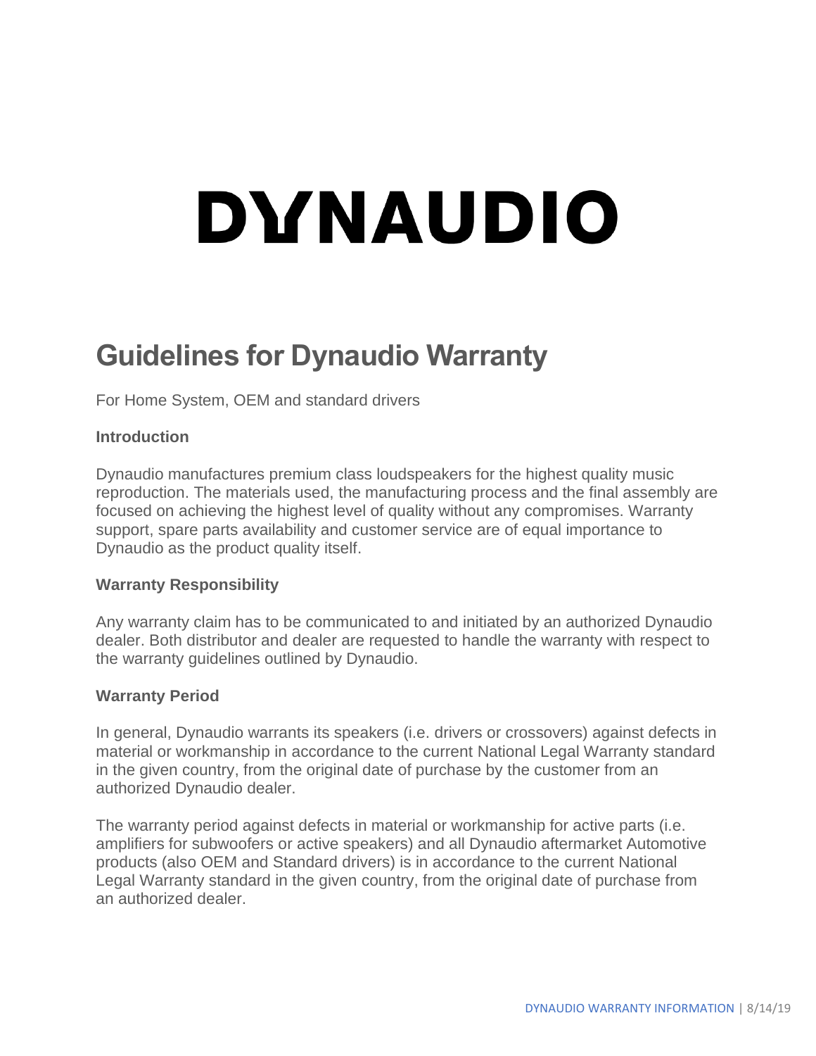# DYNAUDIO

## Guidelines for Dynaudio Warranty

For Home System, OEM and standard drivers

**Introduction**

Dynaudio manufactures premium class loudspeakers for the highest quality music reproduction. The materials used, the manufacturing process and the final assembly are focused on achieving the highest level of quality without any compromises. Warranty support, spare parts availability and customer service are of equal importance to Dynaudio as the product quality itself.

**Warranty Responsibility**

Any warranty claim has to be communicated to and initiated by an authorized Dynaudio dealer. Both distributor and dealer are requested to handle the warranty with respect to the warranty guidelines outlined by Dynaudio.

**Warranty Period**

In general, Dynaudio warrants its speakers (i.e. drivers or crossovers) against defects in material or workmanship in accordance to the current National Legal Warranty standard in the given country, from the original date of purchase by the customer from an authorized Dynaudio dealer.

The warranty period against defects in material or workmanship for active parts (i.e. amplifiers for subwoofers or active speakers) and all Dynaudio aftermarket Automotive products (also OEM and Standard drivers) is in accordance to the current National Legal Warranty standard in the given country, from the original date of purchase from an authorized dealer.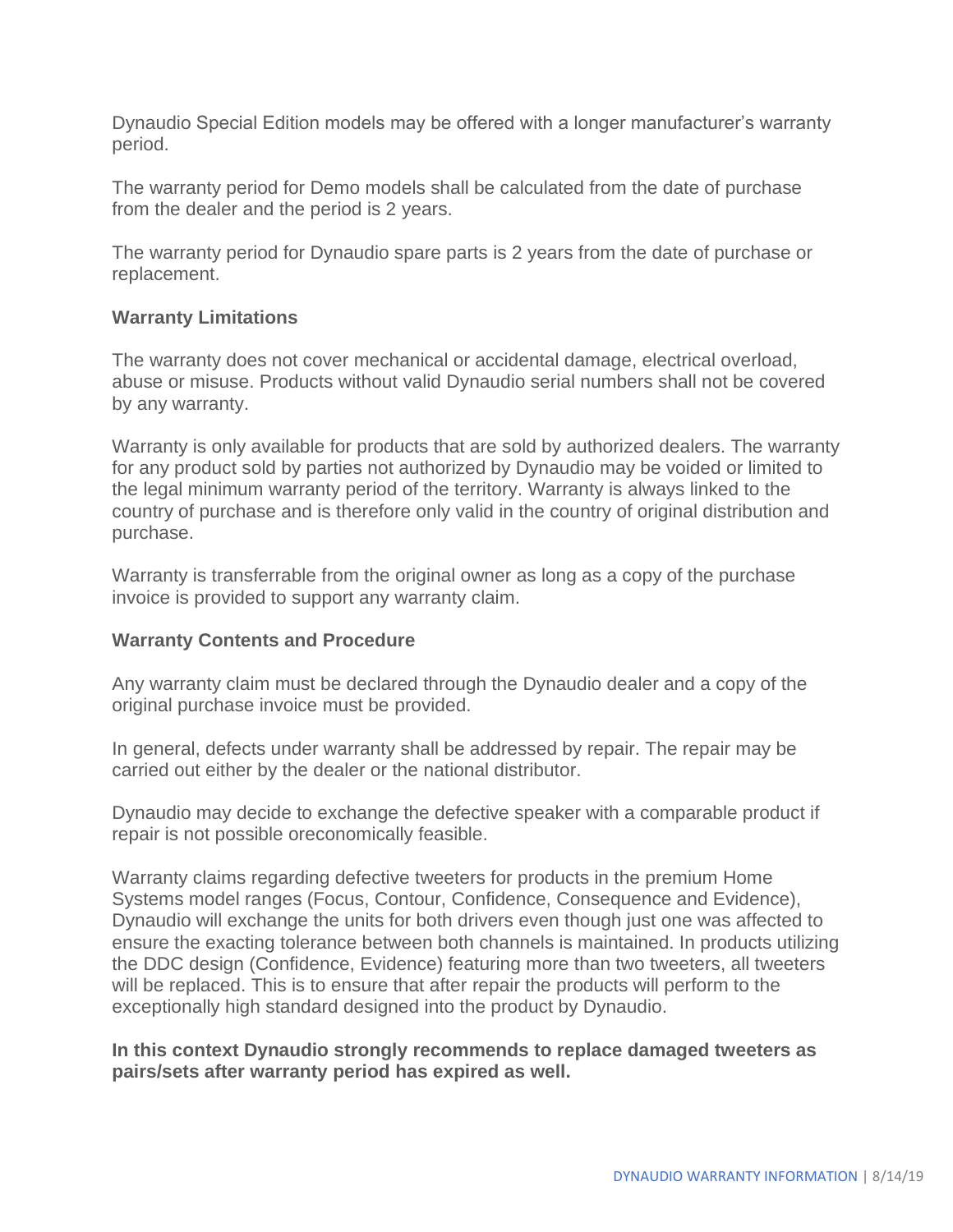Dynaudio Special Edition models may be offered with a longer manufacturer's warranty period.

The warranty period for Demo models shall be calculated from the date of purchase from the dealer and the period is 2 years.

The warranty period for Dynaudio spare parts is 2 years from the date of purchase or replacement.

**Warranty Limitations**

The warranty does not cover mechanical or accidental damage, electrical overload, abuse or misuse. Products without valid Dynaudio serial numbers shall not be covered by any warranty.

Warranty is only available for products that are sold by authorized dealers. The warranty for any product sold by parties not authorized by Dynaudio may be voided or limited to the legal minimum warranty period of the territory. Warranty is always linked to the country of purchase and is therefore only valid in the country of original distribution and purchase.

Warranty is transferrable from the original owner as long as a copy of the purchase invoice is provided to support any warranty claim.

**Warranty Contents and Procedure**

Any warranty claim must be declared through the Dynaudio dealer and a copy of the original purchase invoice must be provided.

In general, defects under warranty shall be addressed by repair. The repair may be carried out either by the dealer or the national distributor.

Dynaudio may decide to exchange the defective speaker with a comparable product if repair is not possible oreconomically feasible.

Warranty claims regarding defective tweeters for products in the premium Home Systems model ranges (Focus, Contour, Confidence, Consequence and Evidence), Dynaudio will exchange the units for both drivers even though just one was affected to ensure the exacting tolerance between both channels is maintained. In products utilizing the DDC design (Confidence, Evidence) featuring more than two tweeters, all tweeters will be replaced. This is to ensure that after repair the products will perform to the exceptionally high standard designed into the product by Dynaudio.

**In this context Dynaudio strongly recommends to replace damaged tweeters as pairs/sets after warranty period has expired as well.**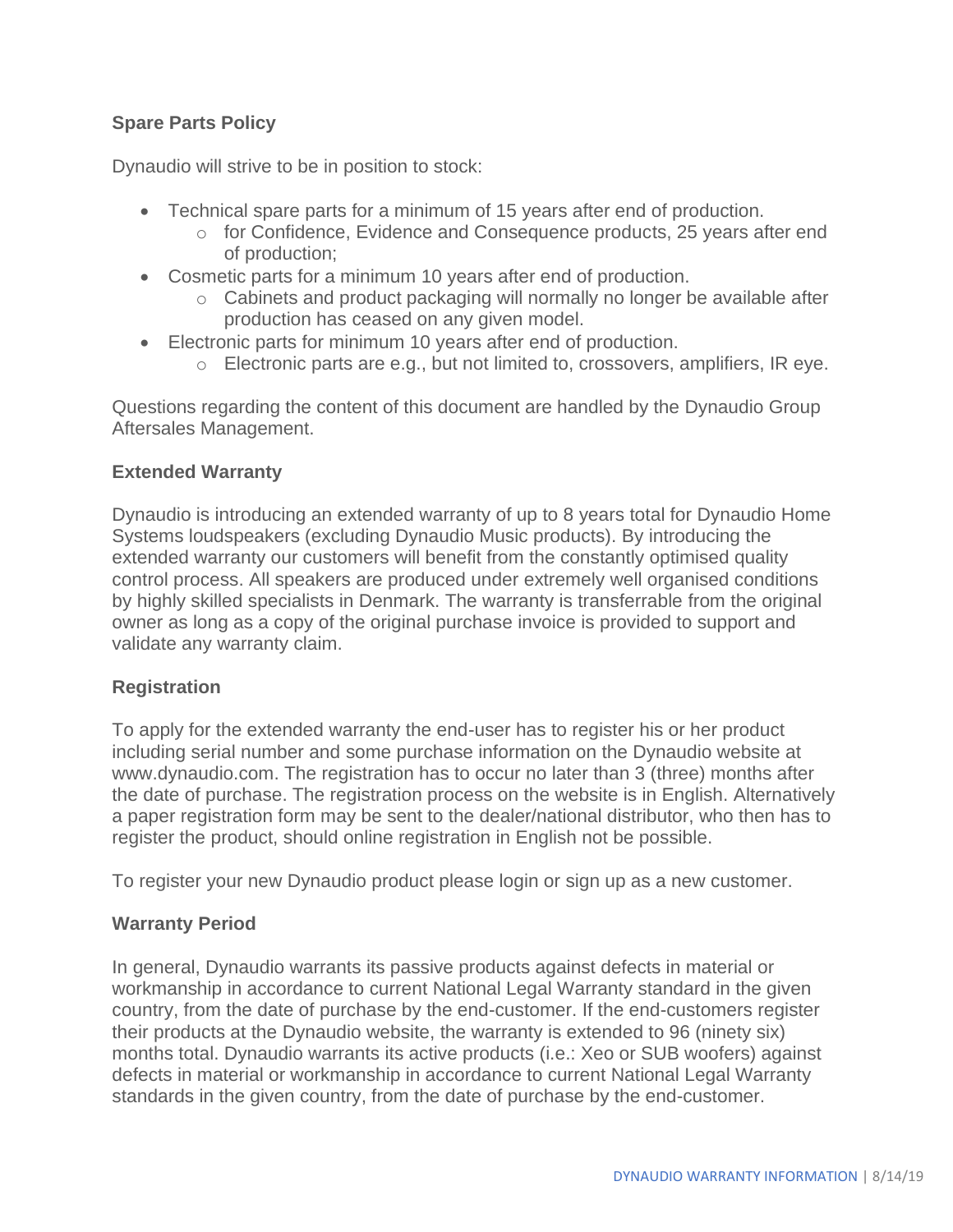**Spare Parts Policy**

Dynaudio will strive to be in position to stock:

- Technical spare parts for a minimum of 15 years after end of production.
  - for Confidence, Evidence and Consequence products, 25 years after end of production;
- Cosmetic parts for a minimum 10 years after end of production.
  - Cabinets and product packaging will normally no longer be available after production has ceased on any given model.
- Electronic parts for minimum 10 years after end of production.
  - Electronic parts are e.g., but not limited to, crossovers, amplifiers, IR eye.

Questions regarding the content of this document are handled by the Dynaudio Group Aftersales Management.

**Extended Warranty**

Dynaudio is introducing an extended warranty of up to 8 years total for Dynaudio Home Systems loudspeakers (excluding Dynaudio Music products). By introducing the extended warranty our customers will benefit from the constantly optimised quality control process. All speakers are produced under extremely well organised conditions by highly skilled specialists in Denmark. The warranty is transferrable from the original owner as long as a copy of the original purchase invoice is provided to support and validate any warranty claim.

**Registration**

To apply for the extended warranty the end-user has to register his or her product including serial number and some purchase information on the Dynaudio website at www.dynaudio.com. The registration has to occur no later than 3 (three) months after the date of purchase. The registration process on the website is in English. Alternatively a paper registration form may be sent to the dealer/national distributor, who then has to register the product, should online registration in English not be possible.

To register your new Dynaudio product please login or sign up as a new customer.

**Warranty Period**

In general, Dynaudio warrants its passive products against defects in material or workmanship in accordance to current National Legal Warranty standard in the given country, from the date of purchase by the end-customer. If the end-customers register their products at the Dynaudio website, the warranty is extended to 96 (ninety six) months total. Dynaudio warrants its active products (i.e.: Xeo or SUB woofers) against defects in material or workmanship in accordance to current National Legal Warranty standards in the given country, from the date of purchase by the end-customer.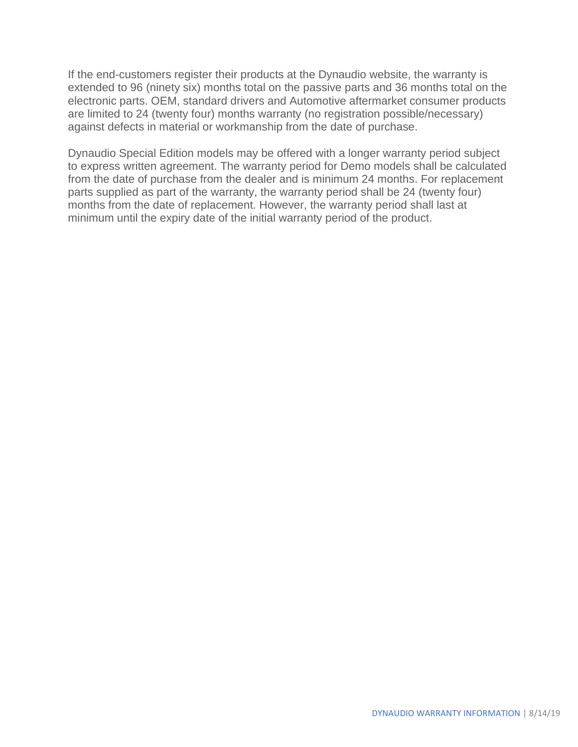If the end-customers register their products at the Dynaudio website, the warranty is extended to 96 (ninety six) months total on the passive parts and 36 months total on the electronic parts. OEM, standard drivers and Automotive aftermarket consumer products are limited to 24 (twenty four) months warranty (no registration possible/necessary) against defects in material or workmanship from the date of purchase.

Dynaudio Special Edition models may be offered with a longer warranty period subject to express written agreement. The warranty period for Demo models shall be calculated from the date of purchase from the dealer and is minimum 24 months. For replacement parts supplied as part of the warranty, the warranty period shall be 24 (twenty four) months from the date of replacement. However, the warranty period shall last at minimum until the expiry date of the initial warranty period of the product.